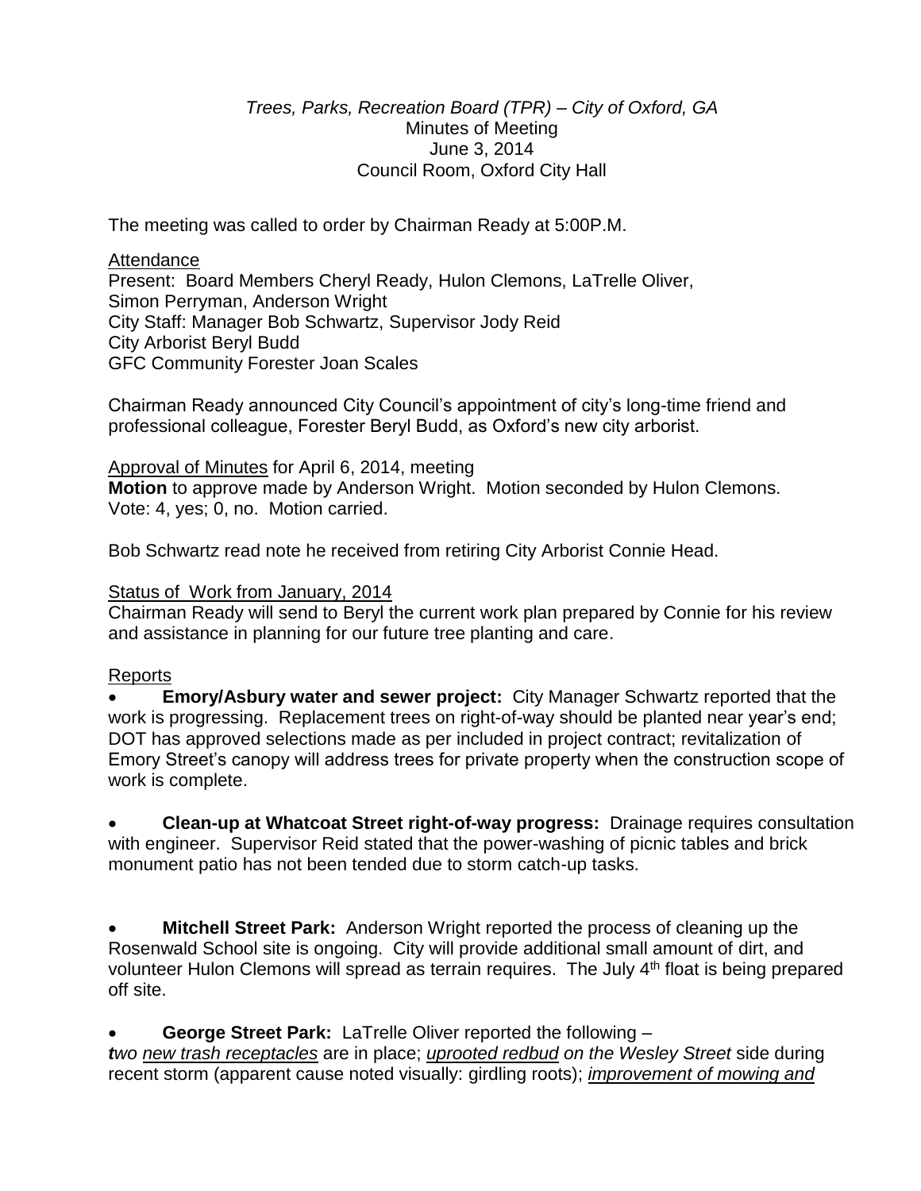*Trees, Parks, Recreation Board (TPR) – City of Oxford, GA*
Minutes of Meeting
June 3, 2014
Council Room, Oxford City Hall

The meeting was called to order by Chairman Ready at 5:00P.M.

Attendance
Present: Board Members Cheryl Ready, Hulon Clemons, LaTrelle Oliver, Simon Perryman, Anderson Wright
City Staff: Manager Bob Schwartz, Supervisor Jody Reid
City Arborist Beryl Budd
GFC Community Forester Joan Scales

Chairman Ready announced City Council's appointment of city's long-time friend and professional colleague, Forester Beryl Budd, as Oxford's new city arborist.

Approval of Minutes for April 6, 2014, meeting
**Motion** to approve made by Anderson Wright. Motion seconded by Hulon Clemons. Vote: 4, yes; 0, no. Motion carried.

Bob Schwartz read note he received from retiring City Arborist Connie Head.

Status of Work from January, 2014
Chairman Ready will send to Beryl the current work plan prepared by Connie for his review and assistance in planning for our future tree planting and care.

Reports

- **Emory/Asbury water and sewer project:** City Manager Schwartz reported that the work is progressing. Replacement trees on right-of-way should be planted near year's end; DOT has approved selections made as per included in project contract; revitalization of Emory Street's canopy will address trees for private property when the construction scope of work is complete.

- **Clean-up at Whatcoat Street right-of-way progress:** Drainage requires consultation with engineer. Supervisor Reid stated that the power-washing of picnic tables and brick monument patio has not been tended due to storm catch-up tasks.

- **Mitchell Street Park:** Anderson Wright reported the process of cleaning up the Rosenwald School site is ongoing. City will provide additional small amount of dirt, and volunteer Hulon Clemons will spread as terrain requires. The July 4th float is being prepared off site.

- **George Street Park:** LaTrelle Oliver reported the following – ***t****wo* *new trash receptacles* are in place; *uprooted redbud on the Wesley Street* side during recent storm (apparent cause noted visually: girdling roots); *improvement of mowing and*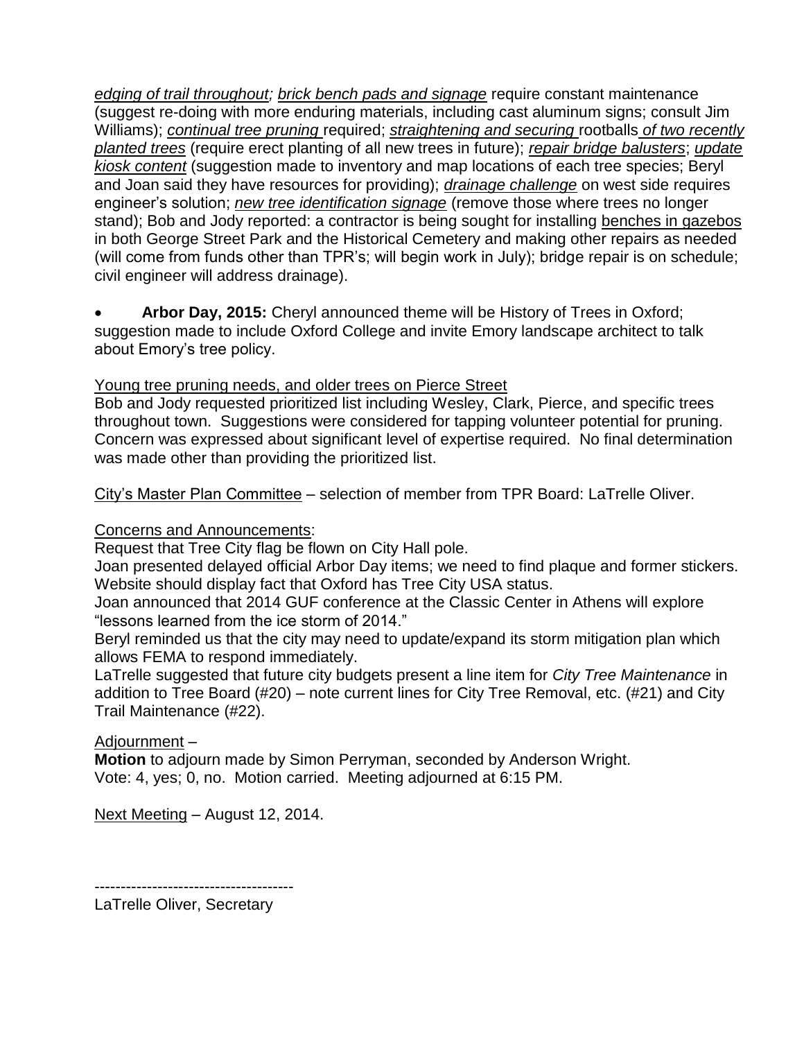*edging of trail throughout; brick bench pads and signage* require constant maintenance (suggest re-doing with more enduring materials, including cast aluminum signs; consult Jim Williams); *continual tree pruning* required; *straightening and securing* rootballs *of two recently planted trees* (require erect planting of all new trees in future); *repair bridge balusters*; *update kiosk content* (suggestion made to inventory and map locations of each tree species; Beryl and Joan said they have resources for providing); *drainage challenge* on west side requires engineer's solution; *new tree identification signage* (remove those where trees no longer stand); Bob and Jody reported: a contractor is being sought for installing benches in gazebos in both George Street Park and the Historical Cemetery and making other repairs as needed (will come from funds other than TPR's; will begin work in July); bridge repair is on schedule; civil engineer will address drainage).

- **Arbor Day, 2015:** Cheryl announced theme will be History of Trees in Oxford; suggestion made to include Oxford College and invite Emory landscape architect to talk about Emory's tree policy.

Young tree pruning needs, and older trees on Pierce Street
Bob and Jody requested prioritized list including Wesley, Clark, Pierce, and specific trees throughout town. Suggestions were considered for tapping volunteer potential for pruning. Concern was expressed about significant level of expertise required. No final determination was made other than providing the prioritized list.

City's Master Plan Committee – selection of member from TPR Board: LaTrelle Oliver.

Concerns and Announcements:
Request that Tree City flag be flown on City Hall pole.
Joan presented delayed official Arbor Day items; we need to find plaque and former stickers.
Website should display fact that Oxford has Tree City USA status.
Joan announced that 2014 GUF conference at the Classic Center in Athens will explore "lessons learned from the ice storm of 2014."
Beryl reminded us that the city may need to update/expand its storm mitigation plan which allows FEMA to respond immediately.
LaTrelle suggested that future city budgets present a line item for *City Tree Maintenance* in addition to Tree Board (#20) – note current lines for City Tree Removal, etc. (#21) and City Trail Maintenance (#22).

Adjournment –
**Motion** to adjourn made by Simon Perryman, seconded by Anderson Wright.
Vote: 4, yes; 0, no. Motion carried. Meeting adjourned at 6:15 PM.

Next Meeting – August 12, 2014.

--------------------------------------
LaTrelle Oliver, Secretary